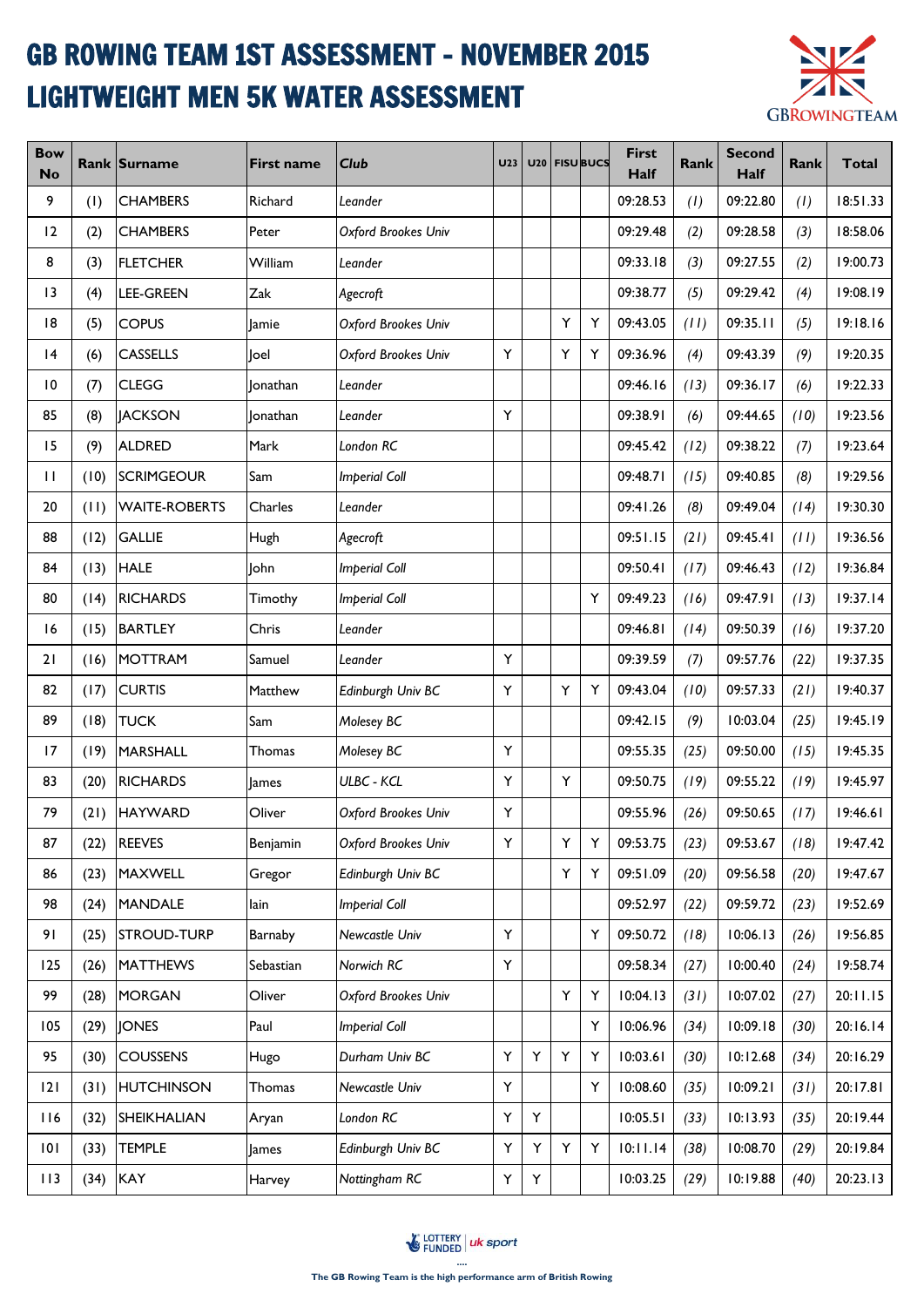# GB ROWING TEAM 1ST ASSESSMENT - NOVEMBER 2015

# LIGHTWEIGHT MEN 5K WATER ASSESSMENT

| Bow No | Rank | Surname | First name | Club | U23 | U20 | FISU | BUCS | First Half | Rank | Second Half | Rank | Total |
|---|---|---|---|---|---|---|---|---|---|---|---|---|---|
| 9 | (1) | CHAMBERS | Richard | *Leander* | | | | | 09:28.53 | *(1)* | 09:22.80 | *(1)* | 18:51.33 |
| 12 | (2) | CHAMBERS | Peter | *Oxford Brookes Univ* | | | | | 09:29.48 | *(2)* | 09:28.58 | *(3)* | 18:58.06 |
| 8 | (3) | FLETCHER | William | *Leander* | | | | | 09:33.18 | *(3)* | 09:27.55 | *(2)* | 19:00.73 |
| 13 | (4) | LEE-GREEN | Zak | *Agecroft* | | | | | 09:38.77 | *(5)* | 09:29.42 | *(4)* | 19:08.19 |
| 18 | (5) | COPUS | Jamie | *Oxford Brookes Univ* | | | Y | Y | 09:43.05 | *(11)* | 09:35.11 | *(5)* | 19:18.16 |
| 14 | (6) | CASSELLS | Joel | *Oxford Brookes Univ* | Y | | Y | Y | 09:36.96 | *(4)* | 09:43.39 | *(9)* | 19:20.35 |
| 10 | (7) | CLEGG | Jonathan | *Leander* | | | | | 09:46.16 | *(13)* | 09:36.17 | *(6)* | 19:22.33 |
| 85 | (8) | JACKSON | Jonathan | *Leander* | Y | | | | 09:38.91 | *(6)* | 09:44.65 | *(10)* | 19:23.56 |
| 15 | (9) | ALDRED | Mark | *London RC* | | | | | 09:45.42 | *(12)* | 09:38.22 | *(7)* | 19:23.64 |
| 11 | (10) | SCRIMGEOUR | Sam | *Imperial Coll* | | | | | 09:48.71 | *(15)* | 09:40.85 | *(8)* | 19:29.56 |
| 20 | (11) | WAITE-ROBERTS | Charles | *Leander* | | | | | 09:41.26 | *(8)* | 09:49.04 | *(14)* | 19:30.30 |
| 88 | (12) | GALLIE | Hugh | *Agecroft* | | | | | 09:51.15 | *(21)* | 09:45.41 | *(11)* | 19:36.56 |
| 84 | (13) | HALE | John | *Imperial Coll* | | | | | 09:50.41 | *(17)* | 09:46.43 | *(12)* | 19:36.84 |
| 80 | (14) | RICHARDS | Timothy | *Imperial Coll* | | | | Y | 09:49.23 | *(16)* | 09:47.91 | *(13)* | 19:37.14 |
| 16 | (15) | BARTLEY | Chris | *Leander* | | | | | 09:46.81 | *(14)* | 09:50.39 | *(16)* | 19:37.20 |
| 21 | (16) | MOTTRAM | Samuel | *Leander* | Y | | | | 09:39.59 | *(7)* | 09:57.76 | *(22)* | 19:37.35 |
| 82 | (17) | CURTIS | Matthew | *Edinburgh Univ BC* | Y | | Y | Y | 09:43.04 | *(10)* | 09:57.33 | *(21)* | 19:40.37 |
| 89 | (18) | TUCK | Sam | *Molesey BC* | | | | | 09:42.15 | *(9)* | 10:03.04 | *(25)* | 19:45.19 |
| 17 | (19) | MARSHALL | Thomas | *Molesey BC* | Y | | | | 09:55.35 | *(25)* | 09:50.00 | *(15)* | 19:45.35 |
| 83 | (20) | RICHARDS | James | *ULBC - KCL* | Y | | Y | | 09:50.75 | *(19)* | 09:55.22 | *(19)* | 19:45.97 |
| 79 | (21) | HAYWARD | Oliver | *Oxford Brookes Univ* | Y | | | | 09:55.96 | *(26)* | 09:50.65 | *(17)* | 19:46.61 |
| 87 | (22) | REEVES | Benjamin | *Oxford Brookes Univ* | Y | | Y | Y | 09:53.75 | *(23)* | 09:53.67 | *(18)* | 19:47.42 |
| 86 | (23) | MAXWELL | Gregor | *Edinburgh Univ BC* | | | Y | Y | 09:51.09 | *(20)* | 09:56.58 | *(20)* | 19:47.67 |
| 98 | (24) | MANDALE | Iain | *Imperial Coll* | | | | | 09:52.97 | *(22)* | 09:59.72 | *(23)* | 19:52.69 |
| 91 | (25) | STROUD-TURP | Barnaby | *Newcastle Univ* | Y | | | Y | 09:50.72 | *(18)* | 10:06.13 | *(26)* | 19:56.85 |
| 125 | (26) | MATTHEWS | Sebastian | *Norwich RC* | Y | | | | 09:58.34 | *(27)* | 10:00.40 | *(24)* | 19:58.74 |
| 99 | (28) | MORGAN | Oliver | *Oxford Brookes Univ* | | | Y | Y | 10:04.13 | *(31)* | 10:07.02 | *(27)* | 20:11.15 |
| 105 | (29) | JONES | Paul | *Imperial Coll* | | | | Y | 10:06.96 | *(34)* | 10:09.18 | *(30)* | 20:16.14 |
| 95 | (30) | COUSSENS | Hugo | *Durham Univ BC* | Y | Y | Y | Y | 10:03.61 | *(30)* | 10:12.68 | *(34)* | 20:16.29 |
| 121 | (31) | HUTCHINSON | Thomas | *Newcastle Univ* | Y | | | Y | 10:08.60 | *(35)* | 10:09.21 | *(31)* | 20:17.81 |
| 116 | (32) | SHEIKHALIAN | Aryan | *London RC* | Y | Y | | | 10:05.51 | *(33)* | 10:13.93 | *(35)* | 20:19.44 |
| 101 | (33) | TEMPLE | James | *Edinburgh Univ BC* | Y | Y | Y | Y | 10:11.14 | *(38)* | 10:08.70 | *(29)* | 20:19.84 |
| 113 | (34) | KAY | Harvey | *Nottingham RC* | Y | Y | | | 10:03.25 | *(29)* | 10:19.88 | *(40)* | 20:23.13 |

The GB Rowing Team is the high performance arm of British Rowing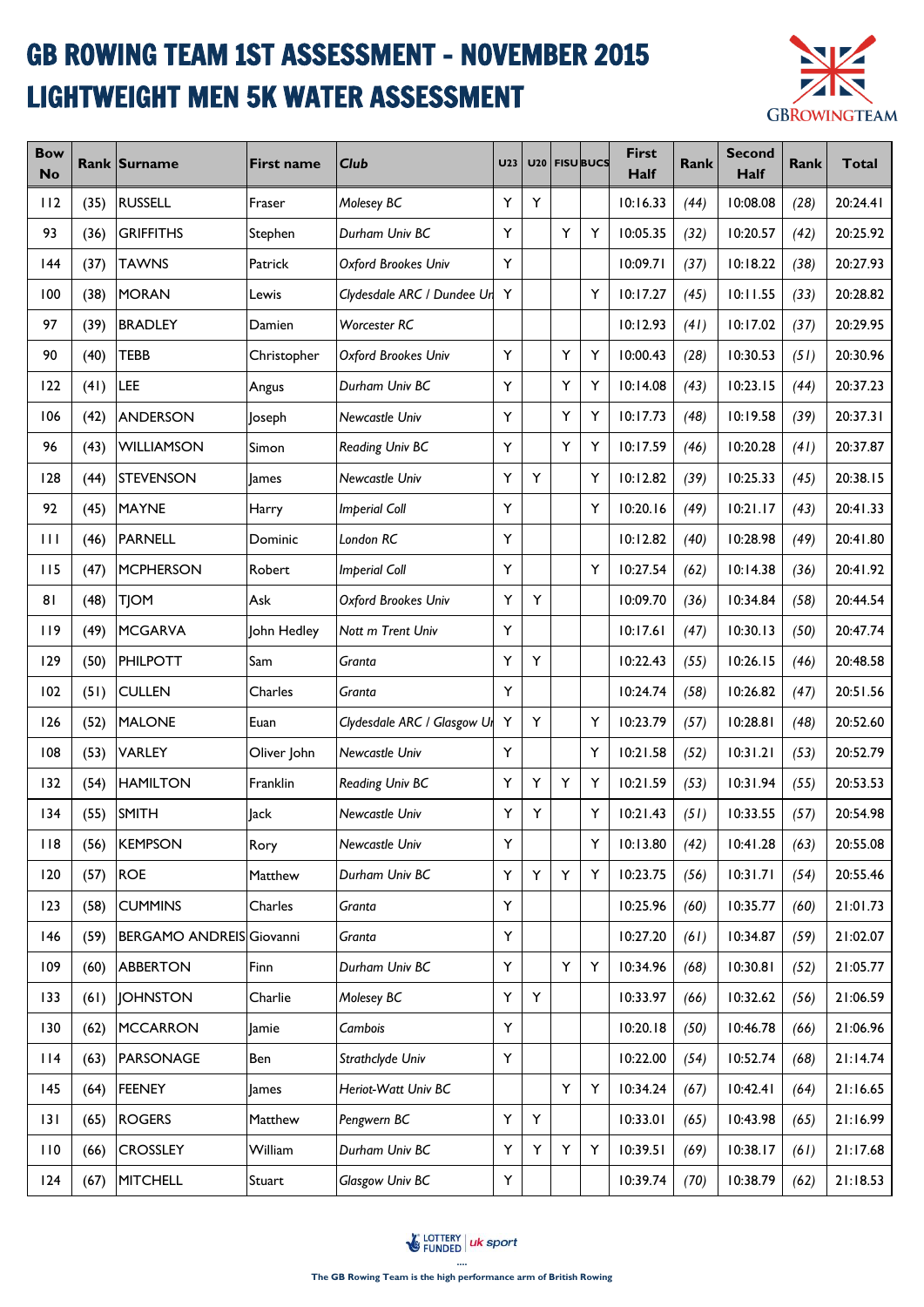# GB ROWING TEAM 1ST ASSESSMENT - NOVEMBER 2015
# LIGHTWEIGHT MEN 5K WATER ASSESSMENT

| Bow No | Rank | Surname | First name | Club | U23 | U20 | FISU | BUCS | First Half | Rank | Second Half | Rank | Total |
|---|---|---|---|---|---|---|---|---|---|---|---|---|---|
| 112 | (35) | RUSSELL | Fraser | *Molesey BC* | Y | Y | | | 10:16.33 | *(44)* | 10:08.08 | *(28)* | 20:24.41 |
| 93 | (36) | GRIFFITHS | Stephen | *Durham Univ BC* | Y | | Y | Y | 10:05.35 | *(32)* | 10:20.57 | *(42)* | 20:25.92 |
| 144 | (37) | TAWNS | Patrick | *Oxford Brookes Univ* | Y | | | | 10:09.71 | *(37)* | 10:18.22 | *(38)* | 20:27.93 |
| 100 | (38) | MORAN | Lewis | *Clydesdale ARC / Dundee Un* | Y | | | Y | 10:17.27 | *(45)* | 10:11.55 | *(33)* | 20:28.82 |
| 97 | (39) | BRADLEY | Damien | *Worcester RC* | | | | | 10:12.93 | *(41)* | 10:17.02 | *(37)* | 20:29.95 |
| 90 | (40) | TEBB | Christopher | *Oxford Brookes Univ* | Y | | Y | Y | 10:00.43 | *(28)* | 10:30.53 | *(51)* | 20:30.96 |
| 122 | (41) | LEE | Angus | *Durham Univ BC* | Y | | Y | Y | 10:14.08 | *(43)* | 10:23.15 | *(44)* | 20:37.23 |
| 106 | (42) | ANDERSON | Joseph | *Newcastle Univ* | Y | | Y | Y | 10:17.73 | *(48)* | 10:19.58 | *(39)* | 20:37.31 |
| 96 | (43) | WILLIAMSON | Simon | *Reading Univ BC* | Y | | Y | Y | 10:17.59 | *(46)* | 10:20.28 | *(41)* | 20:37.87 |
| 128 | (44) | STEVENSON | James | *Newcastle Univ* | Y | Y | | Y | 10:12.82 | *(39)* | 10:25.33 | *(45)* | 20:38.15 |
| 92 | (45) | MAYNE | Harry | *Imperial Coll* | Y | | | Y | 10:20.16 | *(49)* | 10:21.17 | *(43)* | 20:41.33 |
| 111 | (46) | PARNELL | Dominic | *London RC* | Y | | | | 10:12.82 | *(40)* | 10:28.98 | *(49)* | 20:41.80 |
| 115 | (47) | MCPHERSON | Robert | *Imperial Coll* | Y | | | Y | 10:27.54 | *(62)* | 10:14.38 | *(36)* | 20:41.92 |
| 81 | (48) | TJOM | Ask | *Oxford Brookes Univ* | Y | Y | | | 10:09.70 | *(36)* | 10:34.84 | *(58)* | 20:44.54 |
| 119 | (49) | MCGARVA | John Hedley | *Nott m Trent Univ* | Y | | | | 10:17.61 | *(47)* | 10:30.13 | *(50)* | 20:47.74 |
| 129 | (50) | PHILPOTT | Sam | *Granta* | Y | Y | | | 10:22.43 | *(55)* | 10:26.15 | *(46)* | 20:48.58 |
| 102 | (51) | CULLEN | Charles | *Granta* | Y | | | | 10:24.74 | *(58)* | 10:26.82 | *(47)* | 20:51.56 |
| 126 | (52) | MALONE | Euan | *Clydesdale ARC / Glasgow Un* | Y | Y | | Y | 10:23.79 | *(57)* | 10:28.81 | *(48)* | 20:52.60 |
| 108 | (53) | VARLEY | Oliver John | *Newcastle Univ* | Y | | | Y | 10:21.58 | *(52)* | 10:31.21 | *(53)* | 20:52.79 |
| 132 | (54) | HAMILTON | Franklin | *Reading Univ BC* | Y | Y | Y | Y | 10:21.59 | *(53)* | 10:31.94 | *(55)* | 20:53.53 |
| 134 | (55) | SMITH | Jack | *Newcastle Univ* | Y | Y | | Y | 10:21.43 | *(51)* | 10:33.55 | *(57)* | 20:54.98 |
| 118 | (56) | KEMPSON | Rory | *Newcastle Univ* | Y | | | Y | 10:13.80 | *(42)* | 10:41.28 | *(63)* | 20:55.08 |
| 120 | (57) | ROE | Matthew | *Durham Univ BC* | Y | Y | Y | Y | 10:23.75 | *(56)* | 10:31.71 | *(54)* | 20:55.46 |
| 123 | (58) | CUMMINS | Charles | *Granta* | Y | | | | 10:25.96 | *(60)* | 10:35.77 | *(60)* | 21:01.73 |
| 146 | (59) | BERGAMO ANDREIS | Giovanni | *Granta* | Y | | | | 10:27.20 | *(61)* | 10:34.87 | *(59)* | 21:02.07 |
| 109 | (60) | ABBERTON | Finn | *Durham Univ BC* | Y | | Y | Y | 10:34.96 | *(68)* | 10:30.81 | *(52)* | 21:05.77 |
| 133 | (61) | JOHNSTON | Charlie | *Molesey BC* | Y | Y | | | 10:33.97 | *(66)* | 10:32.62 | *(56)* | 21:06.59 |
| 130 | (62) | MCCARRON | Jamie | *Cambois* | Y | | | | 10:20.18 | *(50)* | 10:46.78 | *(66)* | 21:06.96 |
| 114 | (63) | PARSONAGE | Ben | *Strathclyde Univ* | Y | | | | 10:22.00 | *(54)* | 10:52.74 | *(68)* | 21:14.74 |
| 145 | (64) | FEENEY | James | *Heriot-Watt Univ BC* | | | Y | Y | 10:34.24 | *(67)* | 10:42.41 | *(64)* | 21:16.65 |
| 131 | (65) | ROGERS | Matthew | *Pengwern BC* | Y | Y | | | 10:33.01 | *(65)* | 10:43.98 | *(65)* | 21:16.99 |
| 110 | (66) | CROSSLEY | William | *Durham Univ BC* | Y | Y | Y | Y | 10:39.51 | *(69)* | 10:38.17 | *(61)* | 21:17.68 |
| 124 | (67) | MITCHELL | Stuart | *Glasgow Univ BC* | Y | | | | 10:39.74 | *(70)* | 10:38.79 | *(62)* | 21:18.53 |

LOTTERY FUNDED | uk sport

**The GB Rowing Team is the high performance arm of British Rowing**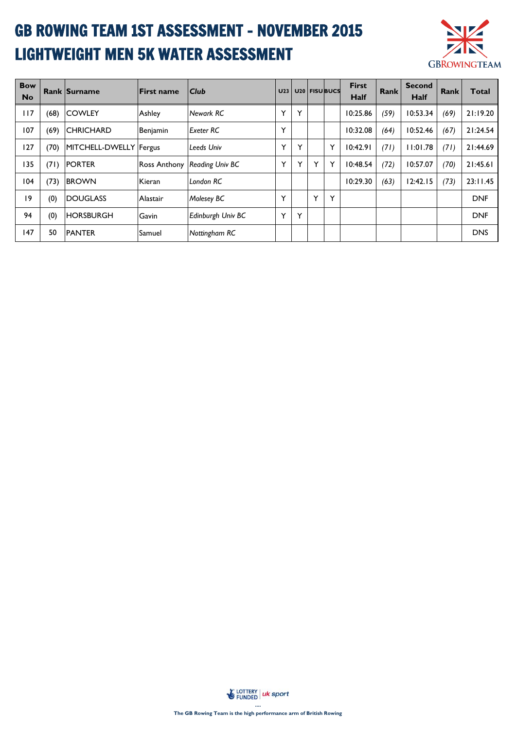# GB ROWING TEAM 1ST ASSESSMENT - NOVEMBER 2015
# LIGHTWEIGHT MEN 5K WATER ASSESSMENT

| Bow No | Rank | Surname | First name | Club | U23 | U20 | FISU | BUCS | First Half | Rank | Second Half | Rank | Total |
|---|---|---|---|---|---|---|---|---|---|---|---|---|---|
| 117 | (68) | COWLEY | Ashley | *Newark RC* | Y | Y | | | 10:25.86 | *(59)* | 10:53.34 | *(69)* | 21:19.20 |
| 107 | (69) | CHRICHARD | Benjamin | *Exeter RC* | Y | | | | 10:32.08 | *(64)* | 10:52.46 | *(67)* | 21:24.54 |
| 127 | (70) | MITCHELL-DWELLY | Fergus | *Leeds Univ* | Y | Y | | Y | 10:42.91 | *(71)* | 11:01.78 | *(71)* | 21:44.69 |
| 135 | (71) | PORTER | Ross Anthony | *Reading Univ BC* | Y | Y | Y | Y | 10:48.54 | *(72)* | 10:57.07 | *(70)* | 21:45.61 |
| 104 | (73) | BROWN | Kieran | *London RC* | | | | | 10:29.30 | *(63)* | 12:42.15 | *(73)* | 23:11.45 |
| 19 | (0) | DOUGLASS | Alastair | *Molesey BC* | Y | | Y | Y | | | | | DNF |
| 94 | (0) | HORSBURGH | Gavin | *Edinburgh Univ BC* | Y | Y | | | | | | | DNF |
| 147 | 50 | PANTER | Samuel | *Nottingham RC* | | | | | | | | | DNS |

The GB Rowing Team is the high performance arm of British Rowing